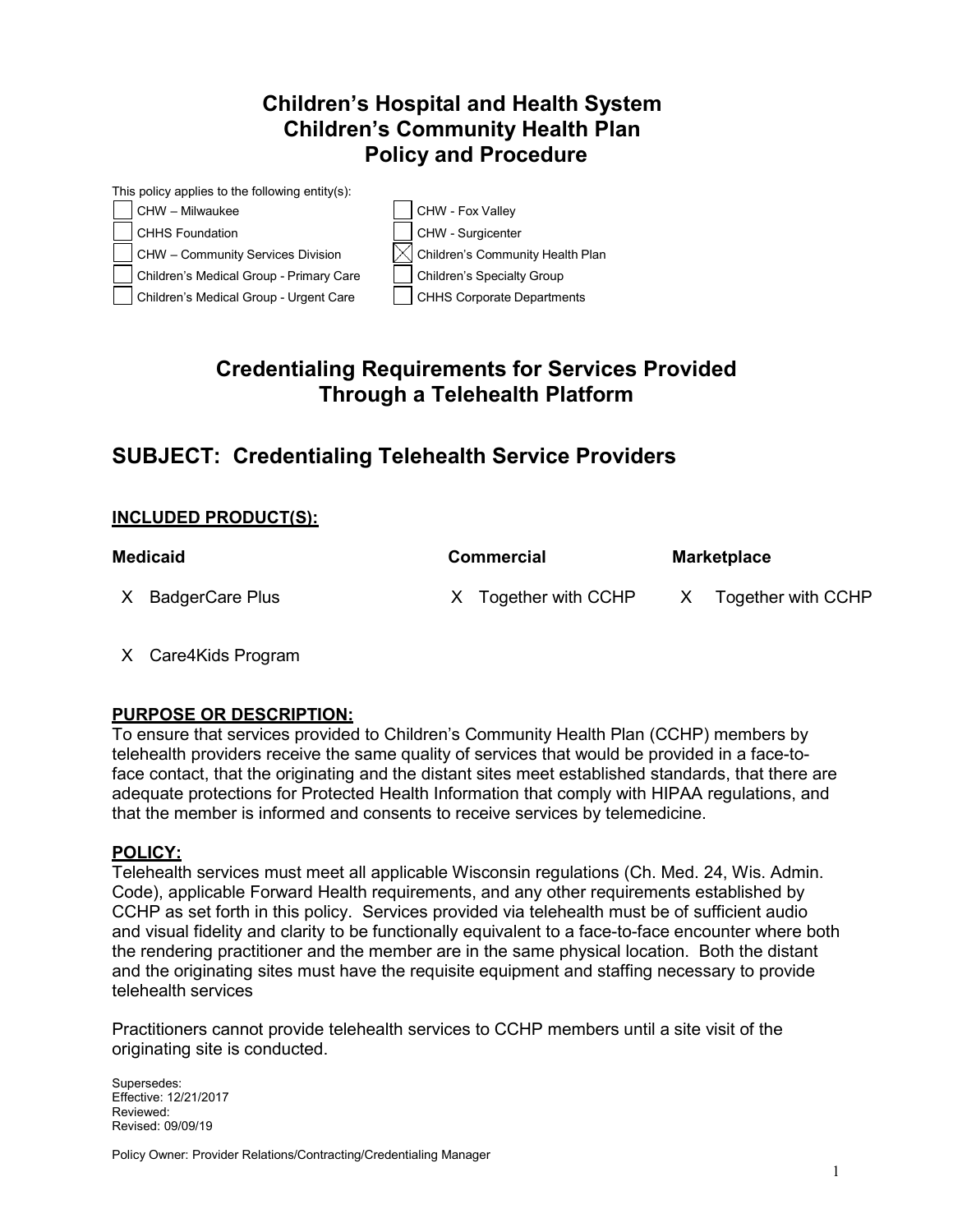# Children's Hospital and Health System
# Children's Community Health Plan
# Policy and Procedure

This policy applies to the following entity(s):

| | |
|---|---|
| ☐ CHW – Milwaukee | ☐ CHW - Fox Valley |
| ☐ CHHS Foundation | ☐ CHW - Surgicenter |
| ☐ CHW – Community Services Division | ☒ Children's Community Health Plan |
| ☐ Children's Medical Group - Primary Care | ☐ Children's Specialty Group |
| ☐ Children's Medical Group - Urgent Care | ☐ CHHS Corporate Departments |

## Credentialing Requirements for Services Provided Through a Telehealth Platform

## SUBJECT: Credentialing Telehealth Service Providers

### INCLUDED PRODUCT(S):

| Medicaid | Commercial | Marketplace |
|---|---|---|
| X BadgerCare Plus | X Together with CCHP | X Together with CCHP |
| X Care4Kids Program | | |

### PURPOSE OR DESCRIPTION:

To ensure that services provided to Children's Community Health Plan (CCHP) members by telehealth providers receive the same quality of services that would be provided in a face-to-face contact, that the originating and the distant sites meet established standards, that there are adequate protections for Protected Health Information that comply with HIPAA regulations, and that the member is informed and consents to receive services by telemedicine.

### POLICY:

Telehealth services must meet all applicable Wisconsin regulations (Ch. Med. 24, Wis. Admin. Code), applicable Forward Health requirements, and any other requirements established by CCHP as set forth in this policy. Services provided via telehealth must be of sufficient audio and visual fidelity and clarity to be functionally equivalent to a face-to-face encounter where both the rendering practitioner and the member are in the same physical location. Both the distant and the originating sites must have the requisite equipment and staffing necessary to provide telehealth services

Practitioners cannot provide telehealth services to CCHP members until a site visit of the originating site is conducted.

Supersedes:
Effective: 12/21/2017
Reviewed:
Revised: 09/09/19

Policy Owner: Provider Relations/Contracting/Credentialing Manager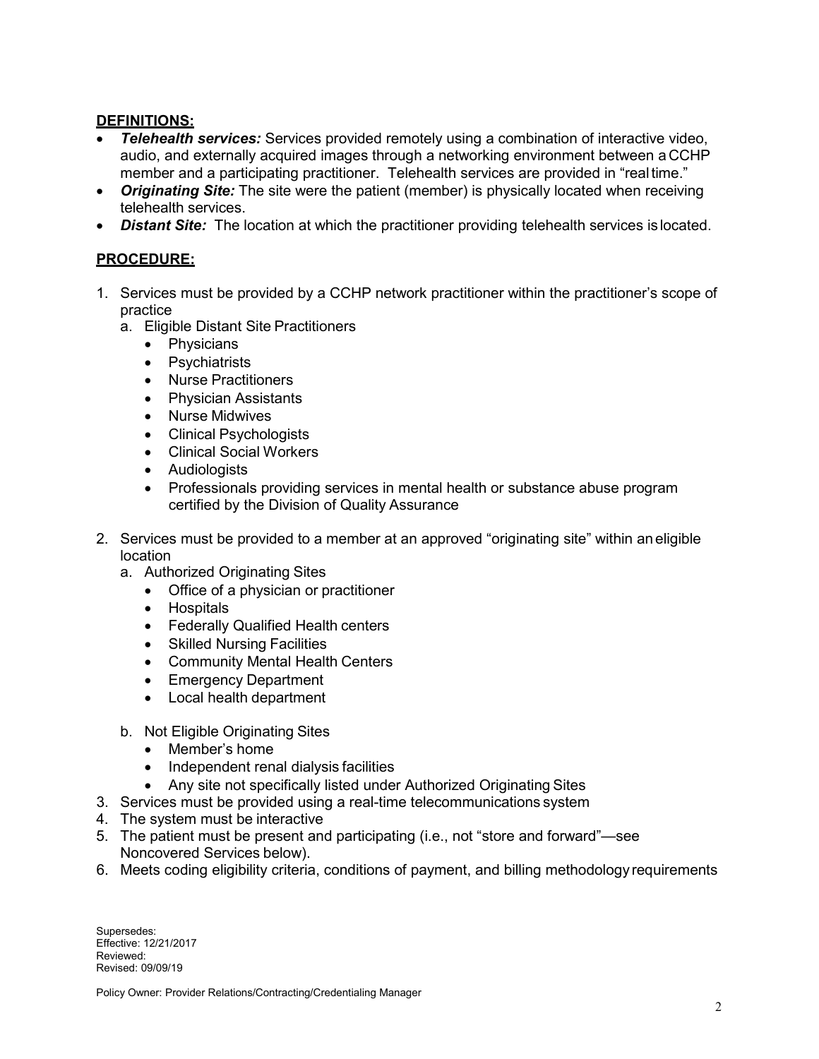**DEFINITIONS:**

- ***Telehealth services:*** Services provided remotely using a combination of interactive video, audio, and externally acquired images through a networking environment between a CCHP member and a participating practitioner. Telehealth services are provided in "real time."
- ***Originating Site:*** The site were the patient (member) is physically located when receiving telehealth services.
- ***Distant Site:*** The location at which the practitioner providing telehealth services is located.

**PROCEDURE:**

1. Services must be provided by a CCHP network practitioner within the practitioner's scope of practice
   a. Eligible Distant Site Practitioners
      - Physicians
      - Psychiatrists
      - Nurse Practitioners
      - Physician Assistants
      - Nurse Midwives
      - Clinical Psychologists
      - Clinical Social Workers
      - Audiologists
      - Professionals providing services in mental health or substance abuse program certified by the Division of Quality Assurance

2. Services must be provided to a member at an approved "originating site" within an eligible location
   a. Authorized Originating Sites
      - Office of a physician or practitioner
      - Hospitals
      - Federally Qualified Health centers
      - Skilled Nursing Facilities
      - Community Mental Health Centers
      - Emergency Department
      - Local health department

   b. Not Eligible Originating Sites
      - Member's home
      - Independent renal dialysis facilities
      - Any site not specifically listed under Authorized Originating Sites
3. Services must be provided using a real-time telecommunications system
4. The system must be interactive
5. The patient must be present and participating (i.e., not "store and forward"—see Noncovered Services below).
6. Meets coding eligibility criteria, conditions of payment, and billing methodology requirements

Supersedes:
Effective: 12/21/2017
Reviewed:
Revised: 09/09/19

Policy Owner: Provider Relations/Contracting/Credentialing Manager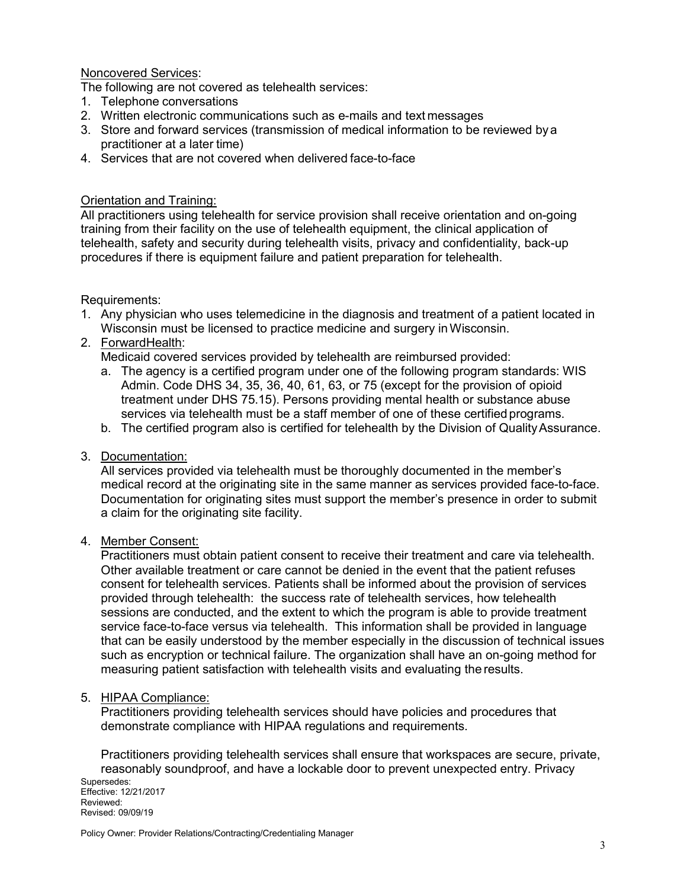Noncovered Services:

The following are not covered as telehealth services:

1. Telephone conversations
2. Written electronic communications such as e-mails and text messages
3. Store and forward services (transmission of medical information to be reviewed by a practitioner at a later time)
4. Services that are not covered when delivered face-to-face

Orientation and Training:

All practitioners using telehealth for service provision shall receive orientation and on-going training from their facility on the use of telehealth equipment, the clinical application of telehealth, safety and security during telehealth visits, privacy and confidentiality, back-up procedures if there is equipment failure and patient preparation for telehealth.

Requirements:

1. Any physician who uses telemedicine in the diagnosis and treatment of a patient located in Wisconsin must be licensed to practice medicine and surgery in Wisconsin.
2. ForwardHealth:
   Medicaid covered services provided by telehealth are reimbursed provided:
   a. The agency is a certified program under one of the following program standards: WIS Admin. Code DHS 34, 35, 36, 40, 61, 63, or 75 (except for the provision of opioid treatment under DHS 75.15). Persons providing mental health or substance abuse services via telehealth must be a staff member of one of these certified programs.
   b. The certified program also is certified for telehealth by the Division of Quality Assurance.
3. Documentation:
   All services provided via telehealth must be thoroughly documented in the member's medical record at the originating site in the same manner as services provided face-to-face. Documentation for originating sites must support the member's presence in order to submit a claim for the originating site facility.
4. Member Consent:
   Practitioners must obtain patient consent to receive their treatment and care via telehealth. Other available treatment or care cannot be denied in the event that the patient refuses consent for telehealth services. Patients shall be informed about the provision of services provided through telehealth: the success rate of telehealth services, how telehealth sessions are conducted, and the extent to which the program is able to provide treatment service face-to-face versus via telehealth. This information shall be provided in language that can be easily understood by the member especially in the discussion of technical issues such as encryption or technical failure. The organization shall have an on-going method for measuring patient satisfaction with telehealth visits and evaluating the results.
5. HIPAA Compliance:
   Practitioners providing telehealth services should have policies and procedures that demonstrate compliance with HIPAA regulations and requirements.

   Practitioners providing telehealth services shall ensure that workspaces are secure, private, reasonably soundproof, and have a lockable door to prevent unexpected entry. Privacy

Supersedes:
Effective: 12/21/2017
Reviewed:
Revised: 09/09/19

Policy Owner: Provider Relations/Contracting/Credentialing Manager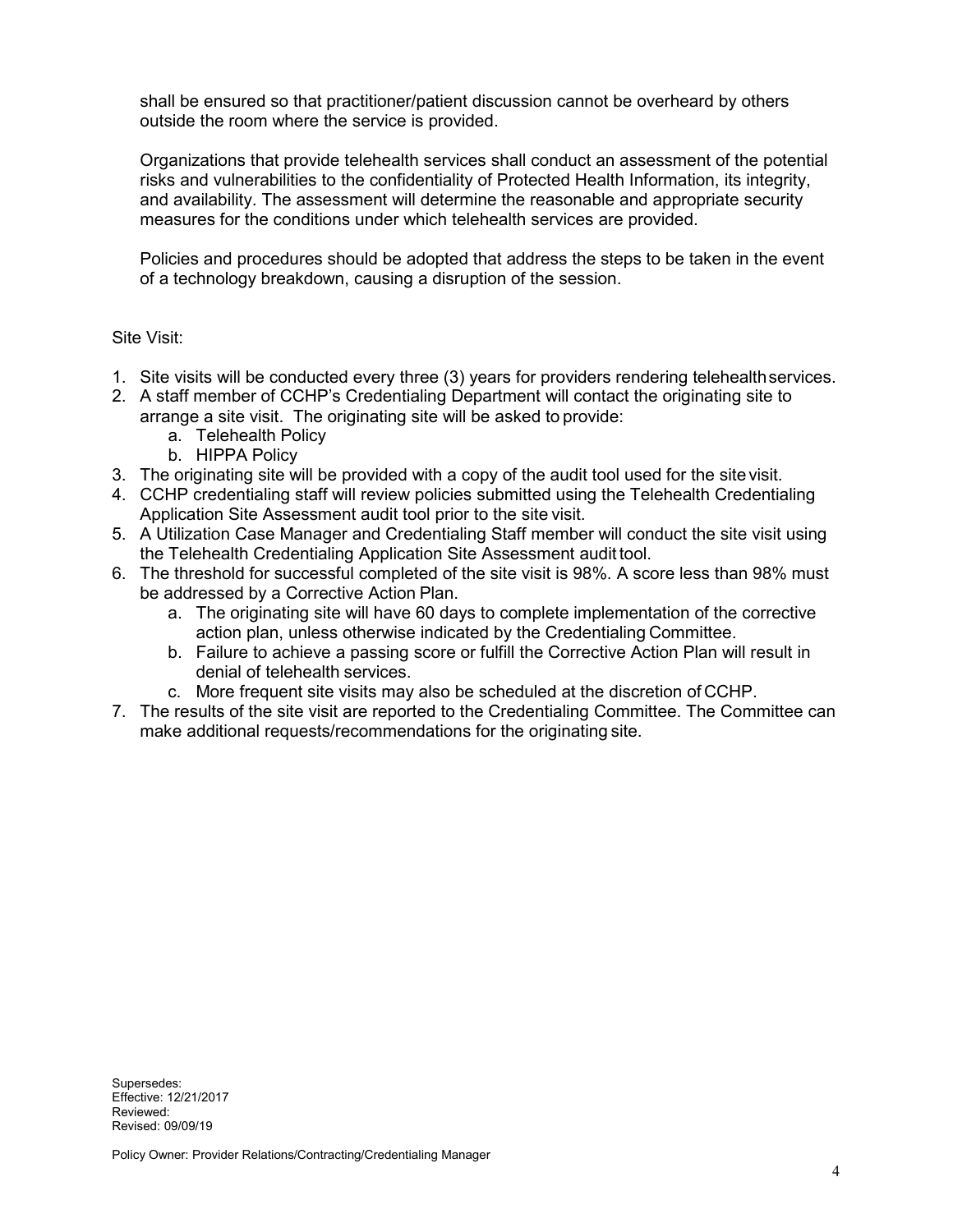shall be ensured so that practitioner/patient discussion cannot be overheard by others outside the room where the service is provided.

Organizations that provide telehealth services shall conduct an assessment of the potential risks and vulnerabilities to the confidentiality of Protected Health Information, its integrity, and availability. The assessment will determine the reasonable and appropriate security measures for the conditions under which telehealth services are provided.

Policies and procedures should be adopted that address the steps to be taken in the event of a technology breakdown, causing a disruption of the session.

Site Visit:

1. Site visits will be conducted every three (3) years for providers rendering telehealth services.
2. A staff member of CCHP's Credentialing Department will contact the originating site to arrange a site visit. The originating site will be asked to provide:
   a. Telehealth Policy
   b. HIPPA Policy
3. The originating site will be provided with a copy of the audit tool used for the site visit.
4. CCHP credentialing staff will review policies submitted using the Telehealth Credentialing Application Site Assessment audit tool prior to the site visit.
5. A Utilization Case Manager and Credentialing Staff member will conduct the site visit using the Telehealth Credentialing Application Site Assessment audit tool.
6. The threshold for successful completed of the site visit is 98%. A score less than 98% must be addressed by a Corrective Action Plan.
   a. The originating site will have 60 days to complete implementation of the corrective action plan, unless otherwise indicated by the Credentialing Committee.
   b. Failure to achieve a passing score or fulfill the Corrective Action Plan will result in denial of telehealth services.
   c. More frequent site visits may also be scheduled at the discretion of CCHP.
7. The results of the site visit are reported to the Credentialing Committee. The Committee can make additional requests/recommendations for the originating site.

Supersedes:
Effective: 12/21/2017
Reviewed:
Revised: 09/09/19

Policy Owner: Provider Relations/Contracting/Credentialing Manager